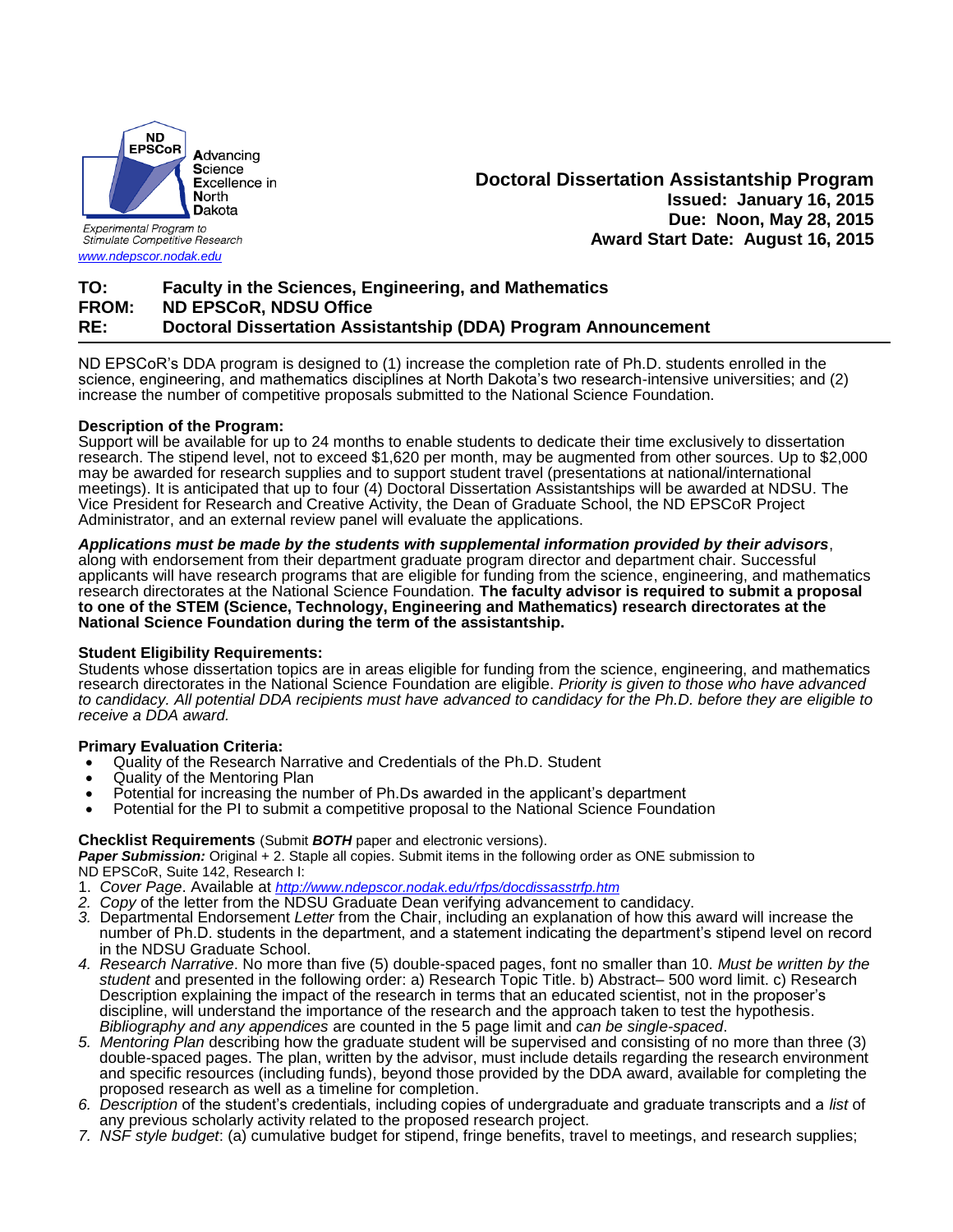ND EPSCoR
**A**dvancing **S**cience **E**xcellence in **N**orth **D**akota

*Experimental Program to Stimulate Competitive Research*

www.ndepscor.nodak.edu

**Doctoral Dissertation Assistantship Program**
**Issued: January 16, 2015**
**Due: Noon, May 28, 2015**
**Award Start Date: August 16, 2015**

**TO:** **Faculty in the Sciences, Engineering, and Mathematics**
**FROM:** **ND EPSCoR, NDSU Office**
**RE:** **Doctoral Dissertation Assistantship (DDA) Program Announcement**

---

ND EPSCoR's DDA program is designed to (1) increase the completion rate of Ph.D. students enrolled in the science, engineering, and mathematics disciplines at North Dakota's two research-intensive universities; and (2) increase the number of competitive proposals submitted to the National Science Foundation.

**Description of the Program:**
Support will be available for up to 24 months to enable students to dedicate their time exclusively to dissertation research. The stipend level, not to exceed $1,620 per month, may be augmented from other sources. Up to $2,000 may be awarded for research supplies and to support student travel (presentations at national/international meetings). It is anticipated that up to four (4) Doctoral Dissertation Assistantships will be awarded at NDSU. The Vice President for Research and Creative Activity, the Dean of Graduate School, the ND EPSCoR Project Administrator, and an external review panel will evaluate the applications.

***Applications must be made by the students with supplemental information provided by their advisors***, along with endorsement from their department graduate program director and department chair. Successful applicants will have research programs that are eligible for funding from the science, engineering, and mathematics research directorates at the National Science Foundation. **The faculty advisor is required to submit a proposal to one of the STEM (Science, Technology, Engineering and Mathematics) research directorates at the National Science Foundation during the term of the assistantship.**

**Student Eligibility Requirements:**
Students whose dissertation topics are in areas eligible for funding from the science, engineering, and mathematics research directorates in the National Science Foundation are eligible. *Priority is given to those who have advanced to candidacy. All potential DDA recipients must have advanced to candidacy for the Ph.D. before they are eligible to receive a DDA award.*

**Primary Evaluation Criteria:**
- Quality of the Research Narrative and Credentials of the Ph.D. Student
- Quality of the Mentoring Plan
- Potential for increasing the number of Ph.Ds awarded in the applicant's department
- Potential for the PI to submit a competitive proposal to the National Science Foundation

**Checklist Requirements** (Submit ***BOTH*** paper and electronic versions).
***Paper Submission:*** Original + 2. Staple all copies. Submit items in the following order as ONE submission to ND EPSCoR, Suite 142, Research I:

1. *Cover Page*. Available at *http://www.ndepscor.nodak.edu/rfps/docdissasstrfp.htm*
2. *Copy* of the letter from the NDSU Graduate Dean verifying advancement to candidacy.
3. Departmental Endorsement *Letter* from the Chair, including an explanation of how this award will increase the number of Ph.D. students in the department, and a statement indicating the department's stipend level on record in the NDSU Graduate School.
4. *Research Narrative*. No more than five (5) double-spaced pages, font no smaller than 10. *Must be written by the student* and presented in the following order: a) Research Topic Title. b) Abstract– 500 word limit. c) Research Description explaining the impact of the research in terms that an educated scientist, not in the proposer's discipline, will understand the importance of the research and the approach taken to test the hypothesis. *Bibliography and any appendices* are counted in the 5 page limit and *can be single-spaced*.
5. *Mentoring Plan* describing how the graduate student will be supervised and consisting of no more than three (3) double-spaced pages. The plan, written by the advisor, must include details regarding the research environment and specific resources (including funds), beyond those provided by the DDA award, available for completing the proposed research as well as a timeline for completion.
6. *Description* of the student's credentials, including copies of undergraduate and graduate transcripts and a *list* of any previous scholarly activity related to the proposed research project.
7. *NSF style budget*: (a) cumulative budget for stipend, fringe benefits, travel to meetings, and research supplies;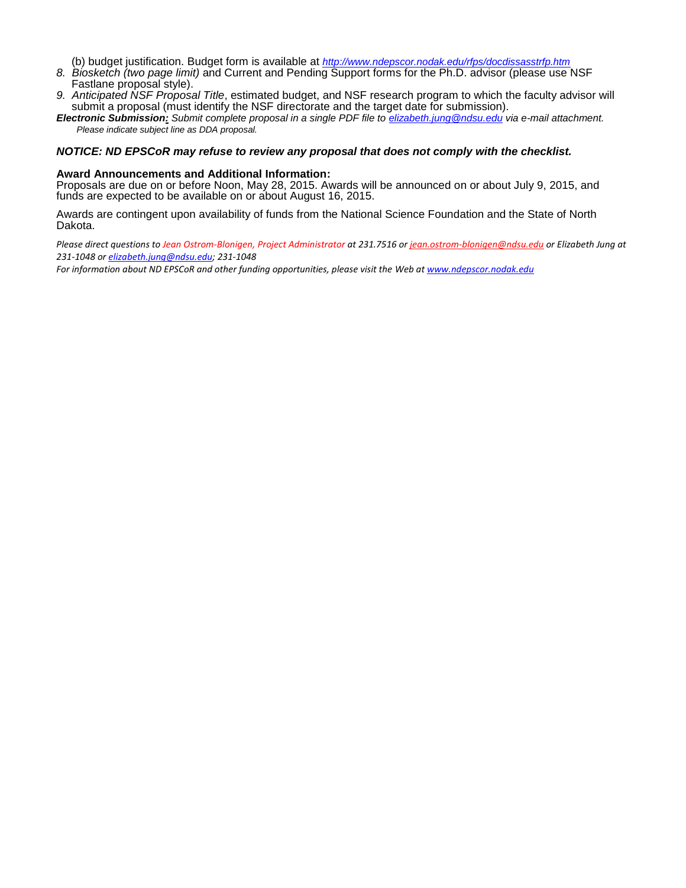(b) budget justification. Budget form is available at *http://www.ndepscor.nodak.edu/rfps/docdissasstrfp.htm*

8. *Biosketch (two page limit)* and Current and Pending Support forms for the Ph.D. advisor (please use NSF Fastlane proposal style).
9. *Anticipated NSF Proposal Title*, estimated budget, and NSF research program to which the faculty advisor will submit a proposal (must identify the NSF directorate and the target date for submission).

***Electronic Submission:*** *Submit complete proposal in a single PDF file to elizabeth.jung@ndsu.edu via e-mail attachment. Please indicate subject line as DDA proposal.*

***NOTICE: ND EPSCoR may refuse to review any proposal that does not comply with the checklist.***

**Award Announcements and Additional Information:**

Proposals are due on or before Noon, May 28, 2015. Awards will be announced on or about July 9, 2015, and funds are expected to be available on or about August 16, 2015.

Awards are contingent upon availability of funds from the National Science Foundation and the State of North Dakota.

*Please direct questions to Jean Ostrom-Blonigen, Project Administrator at 231.7516 or jean.ostrom-blonigen@ndsu.edu or Elizabeth Jung at 231-1048 or elizabeth.jung@ndsu.edu; 231-1048*

*For information about ND EPSCoR and other funding opportunities, please visit the Web at www.ndepscor.nodak.edu*